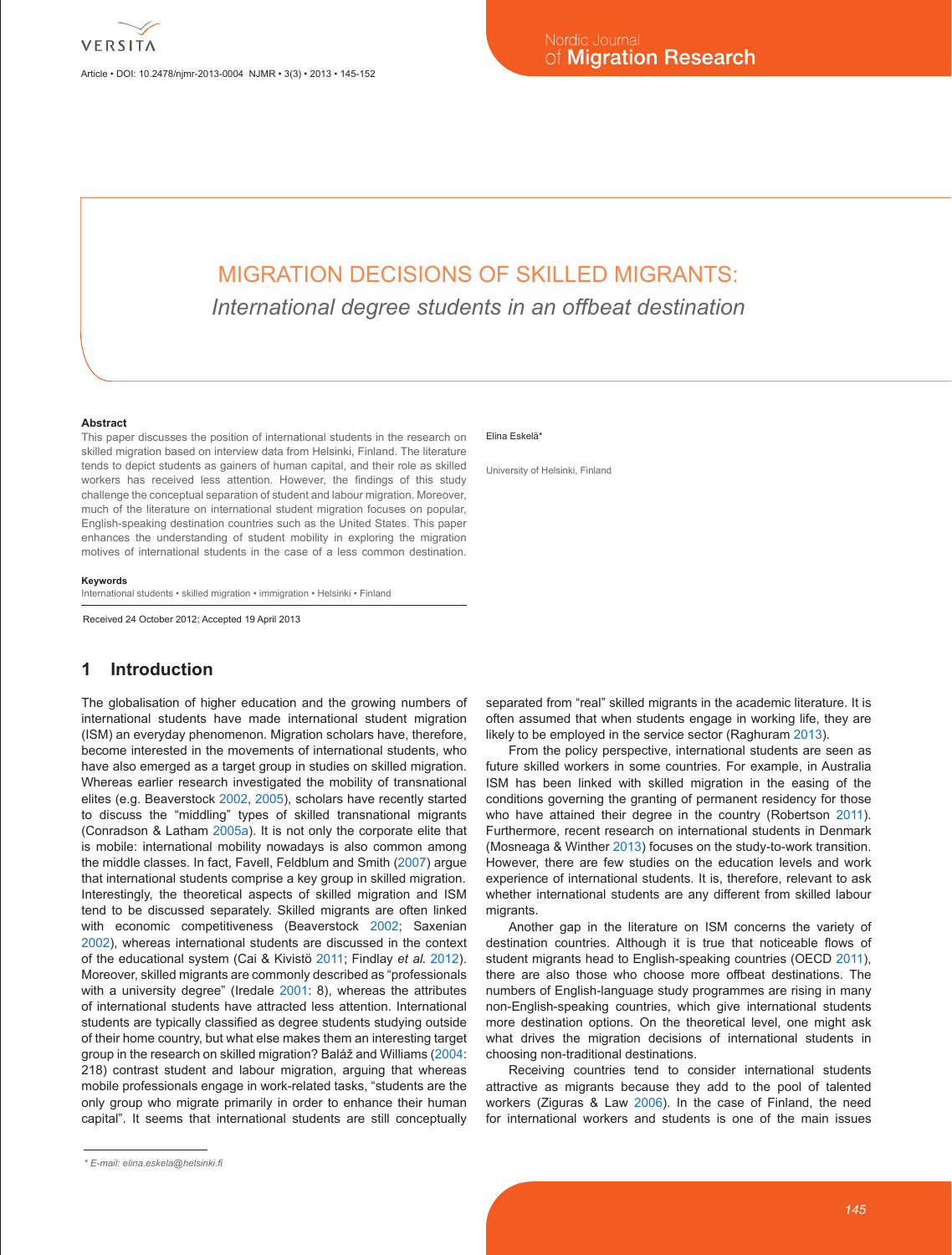# MIGRATION DECISIONS OF SKILLED MIGRANTS:

## *International degree students in an offbeat destination*

Elina Eskelä*

University of Helsinki, Finland

### Abstract

This paper discusses the position of international students in the research on skilled migration based on interview data from Helsinki, Finland. The literature tends to depict students as gainers of human capital, and their role as skilled workers has received less attention. However, the findings of this study challenge the conceptual separation of student and labour migration. Moreover, much of the literature on international student migration focuses on popular, English-speaking destination countries such as the United States. This paper enhances the understanding of student mobility in exploring the migration motives of international students in the case of a less common destination.

### Keywords

International students • skilled migration • immigration • Helsinki • Finland

Received 24 October 2012; Accepted 19 April 2013

## 1 Introduction

The globalisation of higher education and the growing numbers of international students have made international student migration (ISM) an everyday phenomenon. Migration scholars have, therefore, become interested in the movements of international students, who have also emerged as a target group in studies on skilled migration. Whereas earlier research investigated the mobility of transnational elites (e.g. Beaverstock 2002, 2005), scholars have recently started to discuss the "middling" types of skilled transnational migrants (Conradson & Latham 2005a). It is not only the corporate elite that is mobile: international mobility nowadays is also common among the middle classes. In fact, Favell, Feldblum and Smith (2007) argue that international students comprise a key group in skilled migration. Interestingly, the theoretical aspects of skilled migration and ISM tend to be discussed separately. Skilled migrants are often linked with economic competitiveness (Beaverstock 2002; Saxenian 2002), whereas international students are discussed in the context of the educational system (Cai & Kivistö 2011; Findlay *et al.* 2012). Moreover, skilled migrants are commonly described as "professionals with a university degree" (Iredale 2001: 8), whereas the attributes of international students have attracted less attention. International students are typically classified as degree students studying outside of their home country, but what else makes them an interesting target group in the research on skilled migration? Baláž and Williams (2004: 218) contrast student and labour migration, arguing that whereas mobile professionals engage in work-related tasks, "students are the only group who migrate primarily in order to enhance their human capital". It seems that international students are still conceptually separated from "real" skilled migrants in the academic literature. It is often assumed that when students engage in working life, they are likely to be employed in the service sector (Raghuram 2013).

From the policy perspective, international students are seen as future skilled workers in some countries. For example, in Australia ISM has been linked with skilled migration in the easing of the conditions governing the granting of permanent residency for those who have attained their degree in the country (Robertson 2011). Furthermore, recent research on international students in Denmark (Mosneaga & Winther 2013) focuses on the study-to-work transition. However, there are few studies on the education levels and work experience of international students. It is, therefore, relevant to ask whether international students are any different from skilled labour migrants.

Another gap in the literature on ISM concerns the variety of destination countries. Although it is true that noticeable flows of student migrants head to English-speaking countries (OECD 2011), there are also those who choose more offbeat destinations. The numbers of English-language study programmes are rising in many non-English-speaking countries, which give international students more destination options. On the theoretical level, one might ask what drives the migration decisions of international students in choosing non-traditional destinations.

Receiving countries tend to consider international students attractive as migrants because they add to the pool of talented workers (Ziguras & Law 2006). In the case of Finland, the need for international workers and students is one of the main issues

\* E-mail: elina.eskela@helsinki.fi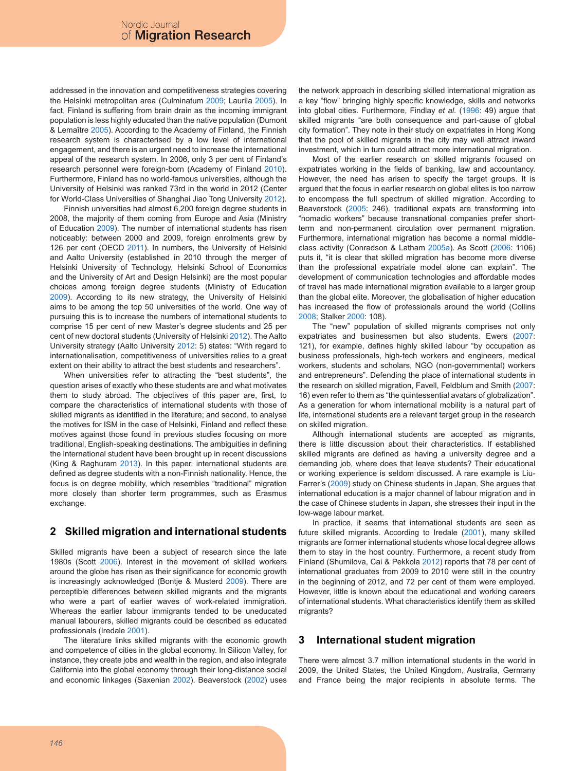addressed in the innovation and competitiveness strategies covering the Helsinki metropolitan area (Culminatum 2009; Laurila 2005). In fact, Finland is suffering from brain drain as the incoming immigrant population is less highly educated than the native population (Dumont & Lemaître 2005). According to the Academy of Finland, the Finnish research system is characterised by a low level of international engagement, and there is an urgent need to increase the international appeal of the research system. In 2006, only 3 per cent of Finland's research personnel were foreign-born (Academy of Finland 2010). Furthermore, Finland has no world-famous universities, although the University of Helsinki was ranked 73rd in the world in 2012 (Center for World-Class Universities of Shanghai Jiao Tong University 2012).

Finnish universities had almost 6,200 foreign degree students in 2008, the majority of them coming from Europe and Asia (Ministry of Education 2009). The number of international students has risen noticeably: between 2000 and 2009, foreign enrolments grew by 126 per cent (OECD 2011). In numbers, the University of Helsinki and Aalto University (established in 2010 through the merger of Helsinki University of Technology, Helsinki School of Economics and the University of Art and Design Helsinki) are the most popular choices among foreign degree students (Ministry of Education 2009). According to its new strategy, the University of Helsinki aims to be among the top 50 universities of the world. One way of pursuing this is to increase the numbers of international students to comprise 15 per cent of new Master's degree students and 25 per cent of new doctoral students (University of Helsinki 2012). The Aalto University strategy (Aalto University 2012: 5) states: "With regard to internationalisation, competitiveness of universities relies to a great extent on their ability to attract the best students and researchers".

When universities refer to attracting the "best students", the question arises of exactly who these students are and what motivates them to study abroad. The objectives of this paper are, first, to compare the characteristics of international students with those of skilled migrants as identified in the literature; and second, to analyse the motives for ISM in the case of Helsinki, Finland and reflect these motives against those found in previous studies focusing on more traditional, English-speaking destinations. The ambiguities in defining the international student have been brought up in recent discussions (King & Raghuram 2013). In this paper, international students are defined as degree students with a non-Finnish nationality. Hence, the focus is on degree mobility, which resembles "traditional" migration more closely than shorter term programmes, such as Erasmus exchange.

## 2 Skilled migration and international students

Skilled migrants have been a subject of research since the late 1980s (Scott 2006). Interest in the movement of skilled workers around the globe has risen as their significance for economic growth is increasingly acknowledged (Bontje & Musterd 2009). There are perceptible differences between skilled migrants and the migrants who were a part of earlier waves of work-related immigration. Whereas the earlier labour immigrants tended to be uneducated manual labourers, skilled migrants could be described as educated professionals (Iredale 2001).

The literature links skilled migrants with the economic growth and competence of cities in the global economy. In Silicon Valley, for instance, they create jobs and wealth in the region, and also integrate California into the global economy through their long-distance social and economic linkages (Saxenian 2002). Beaverstock (2002) uses the network approach in describing skilled international migration as a key "flow" bringing highly specific knowledge, skills and networks into global cities. Furthermore, Findlay *et al.* (1996: 49) argue that skilled migrants "are both consequence and part-cause of global city formation". They note in their study on expatriates in Hong Kong that the pool of skilled migrants in the city may well attract inward investment, which in turn could attract more international migration.

Most of the earlier research on skilled migrants focused on expatriates working in the fields of banking, law and accountancy. However, the need has arisen to specify the target groups. It is argued that the focus in earlier research on global elites is too narrow to encompass the full spectrum of skilled migration. According to Beaverstock (2005: 246), traditional expats are transforming into "nomadic workers" because transnational companies prefer short-term and non-permanent circulation over permanent migration. Furthermore, international migration has become a normal middle-class activity (Conradson & Latham 2005a). As Scott (2006: 1106) puts it, "it is clear that skilled migration has become more diverse than the professional expatriate model alone can explain". The development of communication technologies and affordable modes of travel has made international migration available to a larger group than the global elite. Moreover, the globalisation of higher education has increased the flow of professionals around the world (Collins 2008; Stalker 2000: 108).

The "new" population of skilled migrants comprises not only expatriates and businessmen but also students. Ewers (2007: 121), for example, defines highly skilled labour "by occupation as business professionals, high-tech workers and engineers, medical workers, students and scholars, NGO (non-governmental) workers and entrepreneurs". Defending the place of international students in the research on skilled migration, Favell, Feldblum and Smith (2007: 16) even refer to them as "the quintessential avatars of globalization". As a generation for whom international mobility is a natural part of life, international students are a relevant target group in the research on skilled migration.

Although international students are accepted as migrants, there is little discussion about their characteristics. If established skilled migrants are defined as having a university degree and a demanding job, where does that leave students? Their educational or working experience is seldom discussed. A rare example is Liu-Farrer's (2009) study on Chinese students in Japan. She argues that international education is a major channel of labour migration and in the case of Chinese students in Japan, she stresses their input in the low-wage labour market.

In practice, it seems that international students are seen as future skilled migrants. According to Iredale (2001), many skilled migrants are former international students whose local degree allows them to stay in the host country. Furthermore, a recent study from Finland (Shumilova, Cai & Pekkola 2012) reports that 78 per cent of international graduates from 2009 to 2010 were still in the country in the beginning of 2012, and 72 per cent of them were employed. However, little is known about the educational and working careers of international students. What characteristics identify them as skilled migrants?

## 3 International student migration

There were almost 3.7 million international students in the world in 2009, the United States, the United Kingdom, Australia, Germany and France being the major recipients in absolute terms. The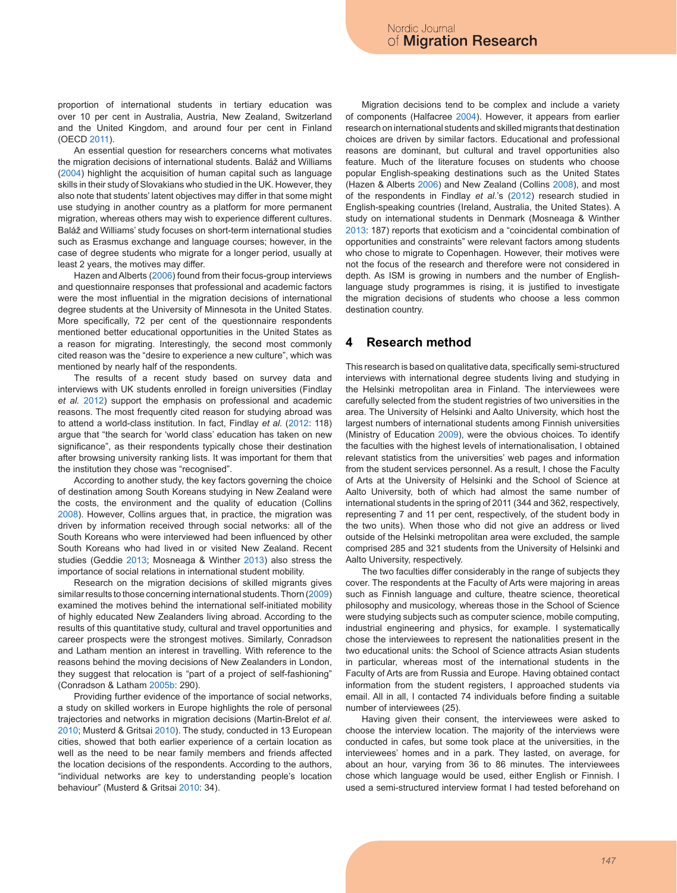proportion of international students in tertiary education was over 10 per cent in Australia, Austria, New Zealand, Switzerland and the United Kingdom, and around four per cent in Finland (OECD 2011).

An essential question for researchers concerns what motivates the migration decisions of international students. Baláž and Williams (2004) highlight the acquisition of human capital such as language skills in their study of Slovakians who studied in the UK. However, they also note that students' latent objectives may differ in that some might use studying in another country as a platform for more permanent migration, whereas others may wish to experience different cultures. Baláž and Williams' study focuses on short-term international studies such as Erasmus exchange and language courses; however, in the case of degree students who migrate for a longer period, usually at least 2 years, the motives may differ.

Hazen and Alberts (2006) found from their focus-group interviews and questionnaire responses that professional and academic factors were the most influential in the migration decisions of international degree students at the University of Minnesota in the United States. More specifically, 72 per cent of the questionnaire respondents mentioned better educational opportunities in the United States as a reason for migrating. Interestingly, the second most commonly cited reason was the "desire to experience a new culture", which was mentioned by nearly half of the respondents.

The results of a recent study based on survey data and interviews with UK students enrolled in foreign universities (Findlay *et al.* 2012) support the emphasis on professional and academic reasons. The most frequently cited reason for studying abroad was to attend a world-class institution. In fact, Findlay *et al.* (2012: 118) argue that "the search for 'world class' education has taken on new significance", as their respondents typically chose their destination after browsing university ranking lists. It was important for them that the institution they chose was "recognised".

According to another study, the key factors governing the choice of destination among South Koreans studying in New Zealand were the costs, the environment and the quality of education (Collins 2008). However, Collins argues that, in practice, the migration was driven by information received through social networks: all of the South Koreans who were interviewed had been influenced by other South Koreans who had lived in or visited New Zealand. Recent studies (Geddie 2013; Mosneaga & Winther 2013) also stress the importance of social relations in international student mobility.

Research on the migration decisions of skilled migrants gives similar results to those concerning international students. Thorn (2009) examined the motives behind the international self-initiated mobility of highly educated New Zealanders living abroad. According to the results of this quantitative study, cultural and travel opportunities and career prospects were the strongest motives. Similarly, Conradson and Latham mention an interest in travelling. With reference to the reasons behind the moving decisions of New Zealanders in London, they suggest that relocation is "part of a project of self-fashioning" (Conradson & Latham 2005b: 290).

Providing further evidence of the importance of social networks, a study on skilled workers in Europe highlights the role of personal trajectories and networks in migration decisions (Martin-Brelot *et al.* 2010; Musterd & Gritsai 2010). The study, conducted in 13 European cities, showed that both earlier experience of a certain location as well as the need to be near family members and friends affected the location decisions of the respondents. According to the authors, "individual networks are key to understanding people's location behaviour" (Musterd & Gritsai 2010: 34).

Migration decisions tend to be complex and include a variety of components (Halfacree 2004). However, it appears from earlier research on international students and skilled migrants that destination choices are driven by similar factors. Educational and professional reasons are dominant, but cultural and travel opportunities also feature. Much of the literature focuses on students who choose popular English-speaking destinations such as the United States (Hazen & Alberts 2006) and New Zealand (Collins 2008), and most of the respondents in Findlay *et al.*'s (2012) research studied in English-speaking countries (Ireland, Australia, the United States). A study on international students in Denmark (Mosneaga & Winther 2013: 187) reports that exoticism and a "coincidental combination of opportunities and constraints" were relevant factors among students who chose to migrate to Copenhagen. However, their motives were not the focus of the research and therefore were not considered in depth. As ISM is growing in numbers and the number of English-language study programmes is rising, it is justified to investigate the migration decisions of students who choose a less common destination country.

## 4 Research method

This research is based on qualitative data, specifically semi-structured interviews with international degree students living and studying in the Helsinki metropolitan area in Finland. The interviewees were carefully selected from the student registries of two universities in the area. The University of Helsinki and Aalto University, which host the largest numbers of international students among Finnish universities (Ministry of Education 2009), were the obvious choices. To identify the faculties with the highest levels of internationalisation, I obtained relevant statistics from the universities' web pages and information from the student services personnel. As a result, I chose the Faculty of Arts at the University of Helsinki and the School of Science at Aalto University, both of which had almost the same number of international students in the spring of 2011 (344 and 362, respectively, representing 7 and 11 per cent, respectively, of the student body in the two units). When those who did not give an address or lived outside of the Helsinki metropolitan area were excluded, the sample comprised 285 and 321 students from the University of Helsinki and Aalto University, respectively.

The two faculties differ considerably in the range of subjects they cover. The respondents at the Faculty of Arts were majoring in areas such as Finnish language and culture, theatre science, theoretical philosophy and musicology, whereas those in the School of Science were studying subjects such as computer science, mobile computing, industrial engineering and physics, for example. I systematically chose the interviewees to represent the nationalities present in the two educational units: the School of Science attracts Asian students in particular, whereas most of the international students in the Faculty of Arts are from Russia and Europe. Having obtained contact information from the student registers, I approached students via email. All in all, I contacted 74 individuals before finding a suitable number of interviewees (25).

Having given their consent, the interviewees were asked to choose the interview location. The majority of the interviews were conducted in cafes, but some took place at the universities, in the interviewees' homes and in a park. They lasted, on average, for about an hour, varying from 36 to 86 minutes. The interviewees chose which language would be used, either English or Finnish. I used a semi-structured interview format I had tested beforehand on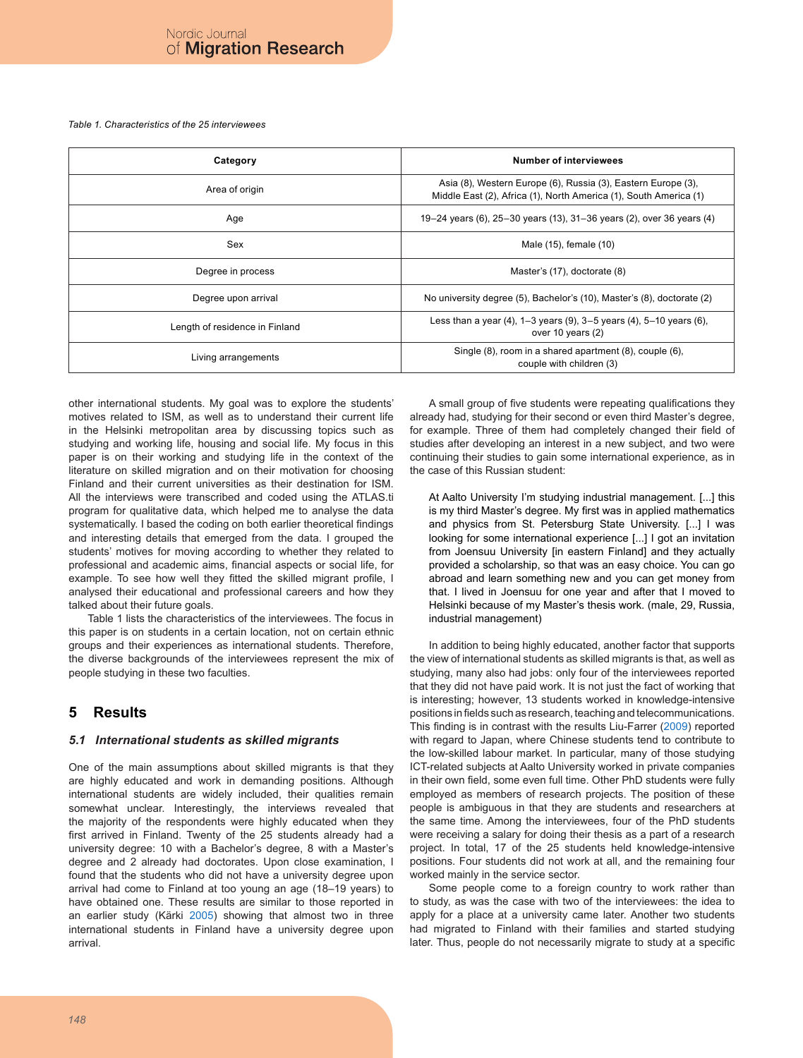*Table 1. Characteristics of the 25 interviewees*

| Category | Number of interviewees |
|---|---|
| Area of origin | Asia (8), Western Europe (6), Russia (3), Eastern Europe (3), Middle East (2), Africa (1), North America (1), South America (1) |
| Age | 19–24 years (6), 25–30 years (13), 31–36 years (2), over 36 years (4) |
| Sex | Male (15), female (10) |
| Degree in process | Master's (17), doctorate (8) |
| Degree upon arrival | No university degree (5), Bachelor's (10), Master's (8), doctorate (2) |
| Length of residence in Finland | Less than a year (4), 1–3 years (9), 3–5 years (4), 5–10 years (6), over 10 years (2) |
| Living arrangements | Single (8), room in a shared apartment (8), couple (6), couple with children (3) |

other international students. My goal was to explore the students' motives related to ISM, as well as to understand their current life in the Helsinki metropolitan area by discussing topics such as studying and working life, housing and social life. My focus in this paper is on their working and studying life in the context of the literature on skilled migration and on their motivation for choosing Finland and their current universities as their destination for ISM. All the interviews were transcribed and coded using the ATLAS.ti program for qualitative data, which helped me to analyse the data systematically. I based the coding on both earlier theoretical findings and interesting details that emerged from the data. I grouped the students' motives for moving according to whether they related to professional and academic aims, financial aspects or social life, for example. To see how well they fitted the skilled migrant profile, I analysed their educational and professional careers and how they talked about their future goals.

Table 1 lists the characteristics of the interviewees. The focus in this paper is on students in a certain location, not on certain ethnic groups and their experiences as international students. Therefore, the diverse backgrounds of the interviewees represent the mix of people studying in these two faculties.

## 5 Results

### 5.1 International students as skilled migrants

One of the main assumptions about skilled migrants is that they are highly educated and work in demanding positions. Although international students are widely included, their qualities remain somewhat unclear. Interestingly, the interviews revealed that the majority of the respondents were highly educated when they first arrived in Finland. Twenty of the 25 students already had a university degree: 10 with a Bachelor's degree, 8 with a Master's degree and 2 already had doctorates. Upon close examination, I found that the students who did not have a university degree upon arrival had come to Finland at too young an age (18–19 years) to have obtained one. These results are similar to those reported in an earlier study (Kärki 2005) showing that almost two in three international students in Finland have a university degree upon arrival.

A small group of five students were repeating qualifications they already had, studying for their second or even third Master's degree, for example. Three of them had completely changed their field of studies after developing an interest in a new subject, and two were continuing their studies to gain some international experience, as in the case of this Russian student:

> At Aalto University I'm studying industrial management. [...] this is my third Master's degree. My first was in applied mathematics and physics from St. Petersburg State University. [...] I was looking for some international experience [...] I got an invitation from Joensuu University [in eastern Finland] and they actually provided a scholarship, so that was an easy choice. You can go abroad and learn something new and you can get money from that. I lived in Joensuu for one year and after that I moved to Helsinki because of my Master's thesis work. (male, 29, Russia, industrial management)

In addition to being highly educated, another factor that supports the view of international students as skilled migrants is that, as well as studying, many also had jobs: only four of the interviewees reported that they did not have paid work. It is not just the fact of working that is interesting; however, 13 students worked in knowledge-intensive positions in fields such as research, teaching and telecommunications. This finding is in contrast with the results Liu-Farrer (2009) reported with regard to Japan, where Chinese students tend to contribute to the low-skilled labour market. In particular, many of those studying ICT-related subjects at Aalto University worked in private companies in their own field, some even full time. Other PhD students were fully employed as members of research projects. The position of these people is ambiguous in that they are students and researchers at the same time. Among the interviewees, four of the PhD students were receiving a salary for doing their thesis as a part of a research project. In total, 17 of the 25 students held knowledge-intensive positions. Four students did not work at all, and the remaining four worked mainly in the service sector.

Some people come to a foreign country to work rather than to study, as was the case with two of the interviewees: the idea to apply for a place at a university came later. Another two students had migrated to Finland with their families and started studying later. Thus, people do not necessarily migrate to study at a specific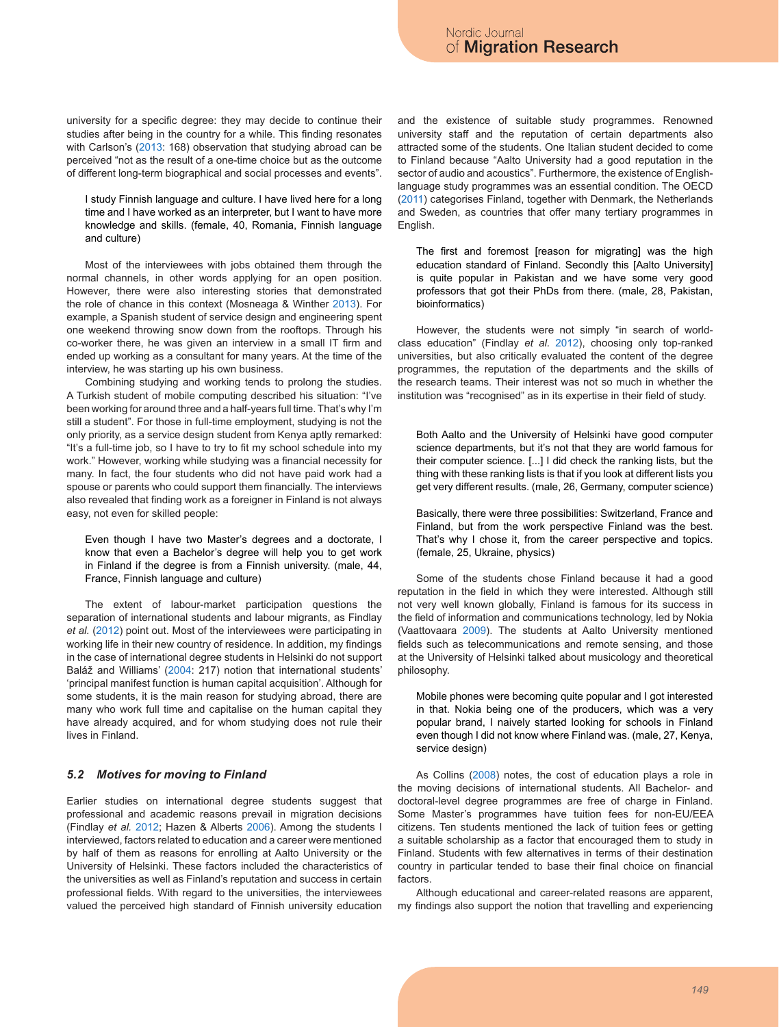university for a specific degree: they may decide to continue their studies after being in the country for a while. This finding resonates with Carlson's (2013: 168) observation that studying abroad can be perceived "not as the result of a one-time choice but as the outcome of different long-term biographical and social processes and events".

> I study Finnish language and culture. I have lived here for a long time and I have worked as an interpreter, but I want to have more knowledge and skills. (female, 40, Romania, Finnish language and culture)

Most of the interviewees with jobs obtained them through the normal channels, in other words applying for an open position. However, there were also interesting stories that demonstrated the role of chance in this context (Mosneaga & Winther 2013). For example, a Spanish student of service design and engineering spent one weekend throwing snow down from the rooftops. Through his co-worker there, he was given an interview in a small IT firm and ended up working as a consultant for many years. At the time of the interview, he was starting up his own business.

Combining studying and working tends to prolong the studies. A Turkish student of mobile computing described his situation: "I've been working for around three and a half-years full time. That's why I'm still a student". For those in full-time employment, studying is not the only priority, as a service design student from Kenya aptly remarked: "It's a full-time job, so I have to try to fit my school schedule into my work." However, working while studying was a financial necessity for many. In fact, the four students who did not have paid work had a spouse or parents who could support them financially. The interviews also revealed that finding work as a foreigner in Finland is not always easy, not even for skilled people:

> Even though I have two Master's degrees and a doctorate, I know that even a Bachelor's degree will help you to get work in Finland if the degree is from a Finnish university. (male, 44, France, Finnish language and culture)

The extent of labour-market participation questions the separation of international students and labour migrants, as Findlay *et al.* (2012) point out. Most of the interviewees were participating in working life in their new country of residence. In addition, my findings in the case of international degree students in Helsinki do not support Baláž and Williams' (2004: 217) notion that international students' 'principal manifest function is human capital acquisition'. Although for some students, it is the main reason for studying abroad, there are many who work full time and capitalise on the human capital they have already acquired, and for whom studying does not rule their lives in Finland.

### *5.2 Motives for moving to Finland*

Earlier studies on international degree students suggest that professional and academic reasons prevail in migration decisions (Findlay *et al.* 2012; Hazen & Alberts 2006). Among the students I interviewed, factors related to education and a career were mentioned by half of them as reasons for enrolling at Aalto University or the University of Helsinki. These factors included the characteristics of the universities as well as Finland's reputation and success in certain professional fields. With regard to the universities, the interviewees valued the perceived high standard of Finnish university education and the existence of suitable study programmes. Renowned university staff and the reputation of certain departments also attracted some of the students. One Italian student decided to come to Finland because "Aalto University had a good reputation in the sector of audio and acoustics". Furthermore, the existence of English-language study programmes was an essential condition. The OECD (2011) categorises Finland, together with Denmark, the Netherlands and Sweden, as countries that offer many tertiary programmes in English.

> The first and foremost [reason for migrating] was the high education standard of Finland. Secondly this [Aalto University] is quite popular in Pakistan and we have some very good professors that got their PhDs from there. (male, 28, Pakistan, bioinformatics)

However, the students were not simply "in search of world-class education" (Findlay *et al.* 2012), choosing only top-ranked universities, but also critically evaluated the content of the degree programmes, the reputation of the departments and the skills of the research teams. Their interest was not so much in whether the institution was "recognised" as in its expertise in their field of study.

> Both Aalto and the University of Helsinki have good computer science departments, but it's not that they are world famous for their computer science. [...] I did check the ranking lists, but the thing with these ranking lists is that if you look at different lists you get very different results. (male, 26, Germany, computer science)

> Basically, there were three possibilities: Switzerland, France and Finland, but from the work perspective Finland was the best. That's why I chose it, from the career perspective and topics. (female, 25, Ukraine, physics)

Some of the students chose Finland because it had a good reputation in the field in which they were interested. Although still not very well known globally, Finland is famous for its success in the field of information and communications technology, led by Nokia (Vaattovaara 2009). The students at Aalto University mentioned fields such as telecommunications and remote sensing, and those at the University of Helsinki talked about musicology and theoretical philosophy.

> Mobile phones were becoming quite popular and I got interested in that. Nokia being one of the producers, which was a very popular brand, I naively started looking for schools in Finland even though I did not know where Finland was. (male, 27, Kenya, service design)

As Collins (2008) notes, the cost of education plays a role in the moving decisions of international students. All Bachelor- and doctoral-level degree programmes are free of charge in Finland. Some Master's programmes have tuition fees for non-EU/EEA citizens. Ten students mentioned the lack of tuition fees or getting a suitable scholarship as a factor that encouraged them to study in Finland. Students with few alternatives in terms of their destination country in particular tended to base their final choice on financial factors.

Although educational and career-related reasons are apparent, my findings also support the notion that travelling and experiencing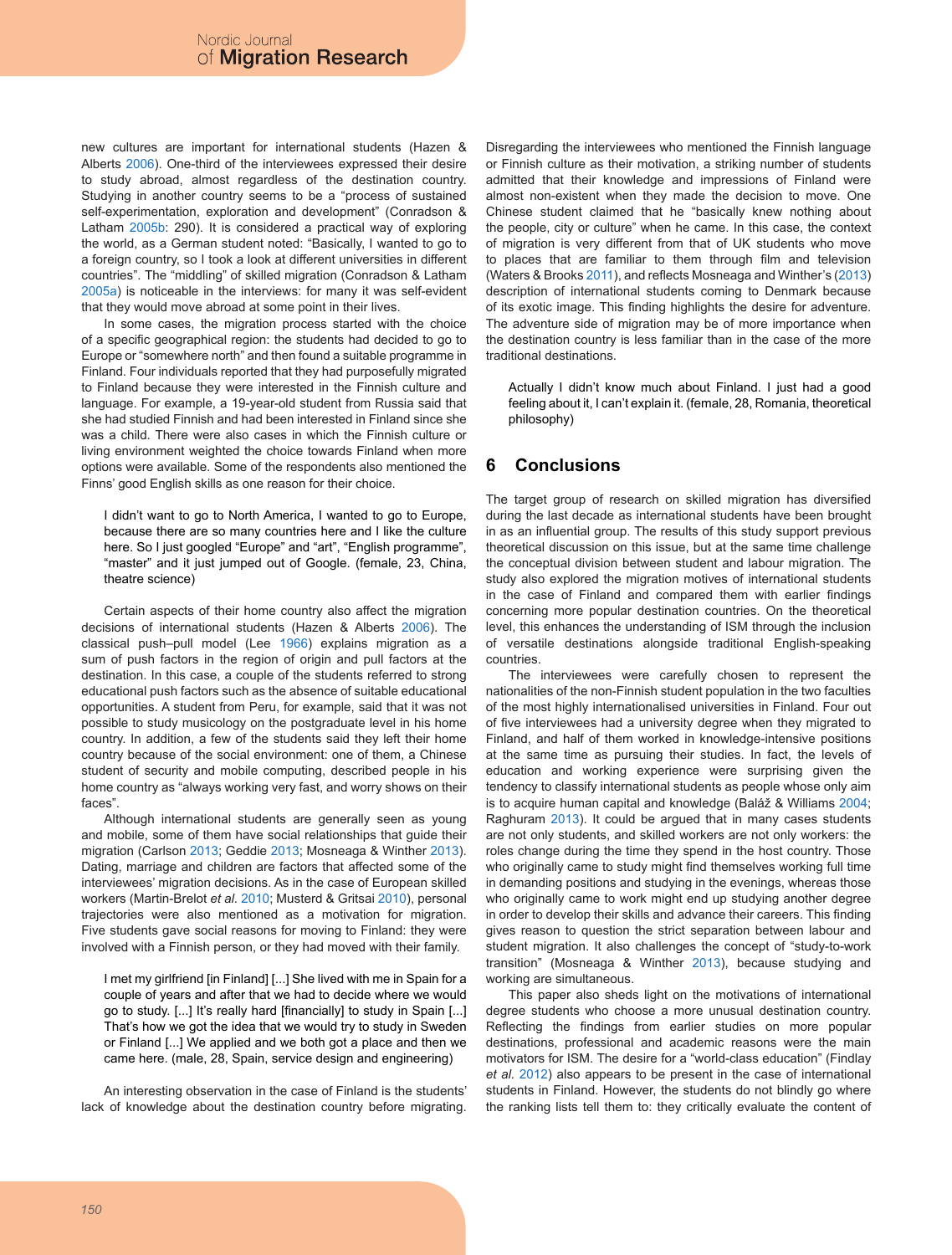new cultures are important for international students (Hazen & Alberts 2006). One-third of the interviewees expressed their desire to study abroad, almost regardless of the destination country. Studying in another country seems to be a "process of sustained self-experimentation, exploration and development" (Conradson & Latham 2005b: 290). It is considered a practical way of exploring the world, as a German student noted: "Basically, I wanted to go to a foreign country, so I took a look at different universities in different countries". The "middling" of skilled migration (Conradson & Latham 2005a) is noticeable in the interviews: for many it was self-evident that they would move abroad at some point in their lives.

In some cases, the migration process started with the choice of a specific geographical region: the students had decided to go to Europe or "somewhere north" and then found a suitable programme in Finland. Four individuals reported that they had purposefully migrated to Finland because they were interested in the Finnish culture and language. For example, a 19-year-old student from Russia said that she had studied Finnish and had been interested in Finland since she was a child. There were also cases in which the Finnish culture or living environment weighted the choice towards Finland when more options were available. Some of the respondents also mentioned the Finns' good English skills as one reason for their choice.

> I didn't want to go to North America, I wanted to go to Europe, because there are so many countries here and I like the culture here. So I just googled "Europe" and "art", "English programme", "master" and it just jumped out of Google. (female, 23, China, theatre science)

Certain aspects of their home country also affect the migration decisions of international students (Hazen & Alberts 2006). The classical push–pull model (Lee 1966) explains migration as a sum of push factors in the region of origin and pull factors at the destination. In this case, a couple of the students referred to strong educational push factors such as the absence of suitable educational opportunities. A student from Peru, for example, said that it was not possible to study musicology on the postgraduate level in his home country. In addition, a few of the students said they left their home country because of the social environment: one of them, a Chinese student of security and mobile computing, described people in his home country as "always working very fast, and worry shows on their faces".

Although international students are generally seen as young and mobile, some of them have social relationships that guide their migration (Carlson 2013; Geddie 2013; Mosneaga & Winther 2013). Dating, marriage and children are factors that affected some of the interviewees' migration decisions. As in the case of European skilled workers (Martin-Brelot *et al.* 2010; Musterd & Gritsai 2010), personal trajectories were also mentioned as a motivation for migration. Five students gave social reasons for moving to Finland: they were involved with a Finnish person, or they had moved with their family.

> I met my girlfriend [in Finland] [...] She lived with me in Spain for a couple of years and after that we had to decide where we would go to study. [...] It's really hard [financially] to study in Spain [...] That's how we got the idea that we would try to study in Sweden or Finland [...] We applied and we both got a place and then we came here. (male, 28, Spain, service design and engineering)

An interesting observation in the case of Finland is the students' lack of knowledge about the destination country before migrating. Disregarding the interviewees who mentioned the Finnish language or Finnish culture as their motivation, a striking number of students admitted that their knowledge and impressions of Finland were almost non-existent when they made the decision to move. One Chinese student claimed that he "basically knew nothing about the people, city or culture" when he came. In this case, the context of migration is very different from that of UK students who move to places that are familiar to them through film and television (Waters & Brooks 2011), and reflects Mosneaga and Winther's (2013) description of international students coming to Denmark because of its exotic image. This finding highlights the desire for adventure. The adventure side of migration may be of more importance when the destination country is less familiar than in the case of the more traditional destinations.

> Actually I didn't know much about Finland. I just had a good feeling about it, I can't explain it. (female, 28, Romania, theoretical philosophy)

## 6 Conclusions

The target group of research on skilled migration has diversified during the last decade as international students have been brought in as an influential group. The results of this study support previous theoretical discussion on this issue, but at the same time challenge the conceptual division between student and labour migration. The study also explored the migration motives of international students in the case of Finland and compared them with earlier findings concerning more popular destination countries. On the theoretical level, this enhances the understanding of ISM through the inclusion of versatile destinations alongside traditional English-speaking countries.

The interviewees were carefully chosen to represent the nationalities of the non-Finnish student population in the two faculties of one of the most highly internationalised universities in Finland. Four out of five interviewees had a university degree when they migrated to Finland, and half of them worked in knowledge-intensive positions at the same time as pursuing their studies. In fact, the levels of education and working experience were surprising given the tendency to classify international students as people whose only aim is to acquire human capital and knowledge (Baláž & Williams 2004; Raghuram 2013). It could be argued that in many cases students are not only students, and skilled workers are not only workers: the roles change during the time they spend in the host country. Those who originally came to study might find themselves working full time in demanding positions and studying in the evenings, whereas those who originally came to work might end up studying another degree in order to develop their skills and advance their careers. This finding gives reason to question the strict separation between labour and student migration. It also challenges the concept of "study-to-work transition" (Mosneaga & Winther 2013), because studying and working are simultaneous.

This paper also sheds light on the motivations of international degree students who choose a more unusual destination country. Reflecting the findings from earlier studies on more popular destinations, professional and academic reasons were the main motivators for ISM. The desire for a "world-class education" (Findlay *et al.* 2012) also appears to be present in the case of international students in Finland. However, the students do not blindly go where the ranking lists tell them to: they critically evaluate the content of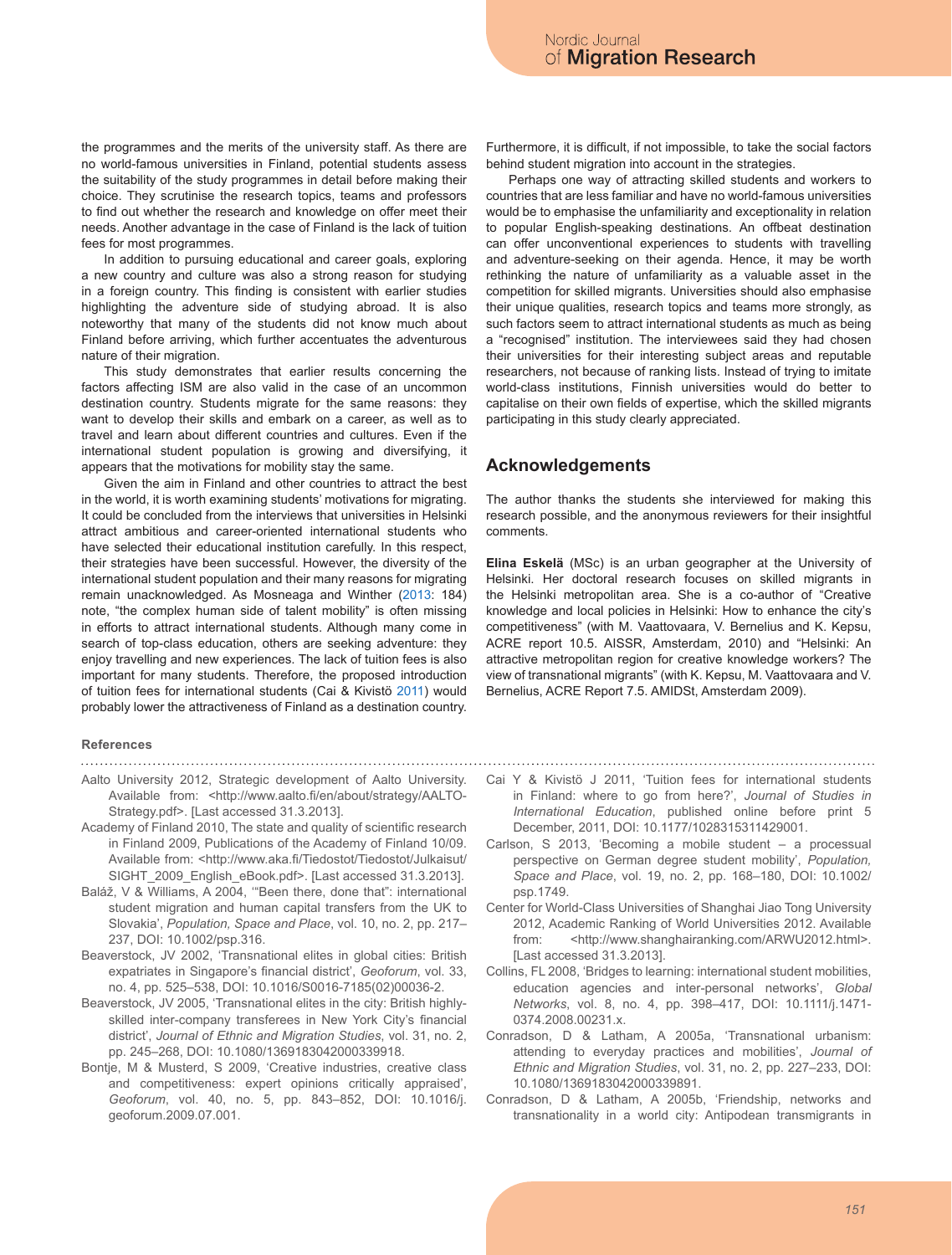the programmes and the merits of the university staff. As there are no world-famous universities in Finland, potential students assess the suitability of the study programmes in detail before making their choice. They scrutinise the research topics, teams and professors to find out whether the research and knowledge on offer meet their needs. Another advantage in the case of Finland is the lack of tuition fees for most programmes.

In addition to pursuing educational and career goals, exploring a new country and culture was also a strong reason for studying in a foreign country. This finding is consistent with earlier studies highlighting the adventure side of studying abroad. It is also noteworthy that many of the students did not know much about Finland before arriving, which further accentuates the adventurous nature of their migration.

This study demonstrates that earlier results concerning the factors affecting ISM are also valid in the case of an uncommon destination country. Students migrate for the same reasons: they want to develop their skills and embark on a career, as well as to travel and learn about different countries and cultures. Even if the international student population is growing and diversifying, it appears that the motivations for mobility stay the same.

Given the aim in Finland and other countries to attract the best in the world, it is worth examining students' motivations for migrating. It could be concluded from the interviews that universities in Helsinki attract ambitious and career-oriented international students who have selected their educational institution carefully. In this respect, their strategies have been successful. However, the diversity of the international student population and their many reasons for migrating remain unacknowledged. As Mosneaga and Winther (2013: 184) note, "the complex human side of talent mobility" is often missing in efforts to attract international students. Although many come in search of top-class education, others are seeking adventure: they enjoy travelling and new experiences. The lack of tuition fees is also important for many students. Therefore, the proposed introduction of tuition fees for international students (Cai & Kivistö 2011) would probably lower the attractiveness of Finland as a destination country. Furthermore, it is difficult, if not impossible, to take the social factors behind student migration into account in the strategies.

Perhaps one way of attracting skilled students and workers to countries that are less familiar and have no world-famous universities would be to emphasise the unfamiliarity and exceptionality in relation to popular English-speaking destinations. An offbeat destination can offer unconventional experiences to students with travelling and adventure-seeking on their agenda. Hence, it may be worth rethinking the nature of unfamiliarity as a valuable asset in the competition for skilled migrants. Universities should also emphasise their unique qualities, research topics and teams more strongly, as such factors seem to attract international students as much as being a "recognised" institution. The interviewees said they had chosen their universities for their interesting subject areas and reputable researchers, not because of ranking lists. Instead of trying to imitate world-class institutions, Finnish universities would do better to capitalise on their own fields of expertise, which the skilled migrants participating in this study clearly appreciated.

## Acknowledgements

The author thanks the students she interviewed for making this research possible, and the anonymous reviewers for their insightful comments.

**Elina Eskelä** (MSc) is an urban geographer at the University of Helsinki. Her doctoral research focuses on skilled migrants in the Helsinki metropolitan area. She is a co-author of "Creative knowledge and local policies in Helsinki: How to enhance the city's competitiveness" (with M. Vaattovaara, V. Bernelius and K. Kepsu, ACRE report 10.5. AISSR, Amsterdam, 2010) and "Helsinki: An attractive metropolitan region for creative knowledge workers? The view of transnational migrants" (with K. Kepsu, M. Vaattovaara and V. Bernelius, ACRE Report 7.5. AMIDSt, Amsterdam 2009).

### References

Aalto University 2012, Strategic development of Aalto University. Available from: <http://www.aalto.fi/en/about/strategy/AALTO-Strategy.pdf>. [Last accessed 31.3.2013].

Academy of Finland 2010, The state and quality of scientific research in Finland 2009, Publications of the Academy of Finland 10/09. Available from: <http://www.aka.fi/Tiedostot/Tiedostot/Julkaisut/SIGHT_2009_English_eBook.pdf>. [Last accessed 31.3.2013].

Baláž, V & Williams, A 2004, '"Been there, done that": international student migration and human capital transfers from the UK to Slovakia', *Population, Space and Place*, vol. 10, no. 2, pp. 217–237, DOI: 10.1002/psp.316.

Beaverstock, JV 2002, 'Transnational elites in global cities: British expatriates in Singapore's financial district', *Geoforum*, vol. 33, no. 4, pp. 525–538, DOI: 10.1016/S0016-7185(02)00036-2.

Beaverstock, JV 2005, 'Transnational elites in the city: British highly-skilled inter-company transferees in New York City's financial district', *Journal of Ethnic and Migration Studies*, vol. 31, no. 2, pp. 245–268, DOI: 10.1080/1369183042000339918.

Bontje, M & Musterd, S 2009, 'Creative industries, creative class and competitiveness: expert opinions critically appraised', *Geoforum*, vol. 40, no. 5, pp. 843–852, DOI: 10.1016/j.geoforum.2009.07.001.

Cai Y & Kivistö J 2011, 'Tuition fees for international students in Finland: where to go from here?', *Journal of Studies in International Education*, published online before print 5 December, 2011, DOI: 10.1177/1028315311429001.

Carlson, S 2013, 'Becoming a mobile student – a processual perspective on German degree student mobility', *Population, Space and Place*, vol. 19, no. 2, pp. 168–180, DOI: 10.1002/psp.1749.

Center for World-Class Universities of Shanghai Jiao Tong University 2012, Academic Ranking of World Universities 2012. Available from: <http://www.shanghairanking.com/ARWU2012.html>. [Last accessed 31.3.2013].

Collins, FL 2008, 'Bridges to learning: international student mobilities, education agencies and inter-personal networks', *Global Networks*, vol. 8, no. 4, pp. 398–417, DOI: 10.1111/j.1471-0374.2008.00231.x.

Conradson, D & Latham, A 2005a, 'Transnational urbanism: attending to everyday practices and mobilities', *Journal of Ethnic and Migration Studies*, vol. 31, no. 2, pp. 227–233, DOI: 10.1080/1369183042000339891.

Conradson, D & Latham, A 2005b, 'Friendship, networks and transnationality in a world city: Antipodean transmigrants in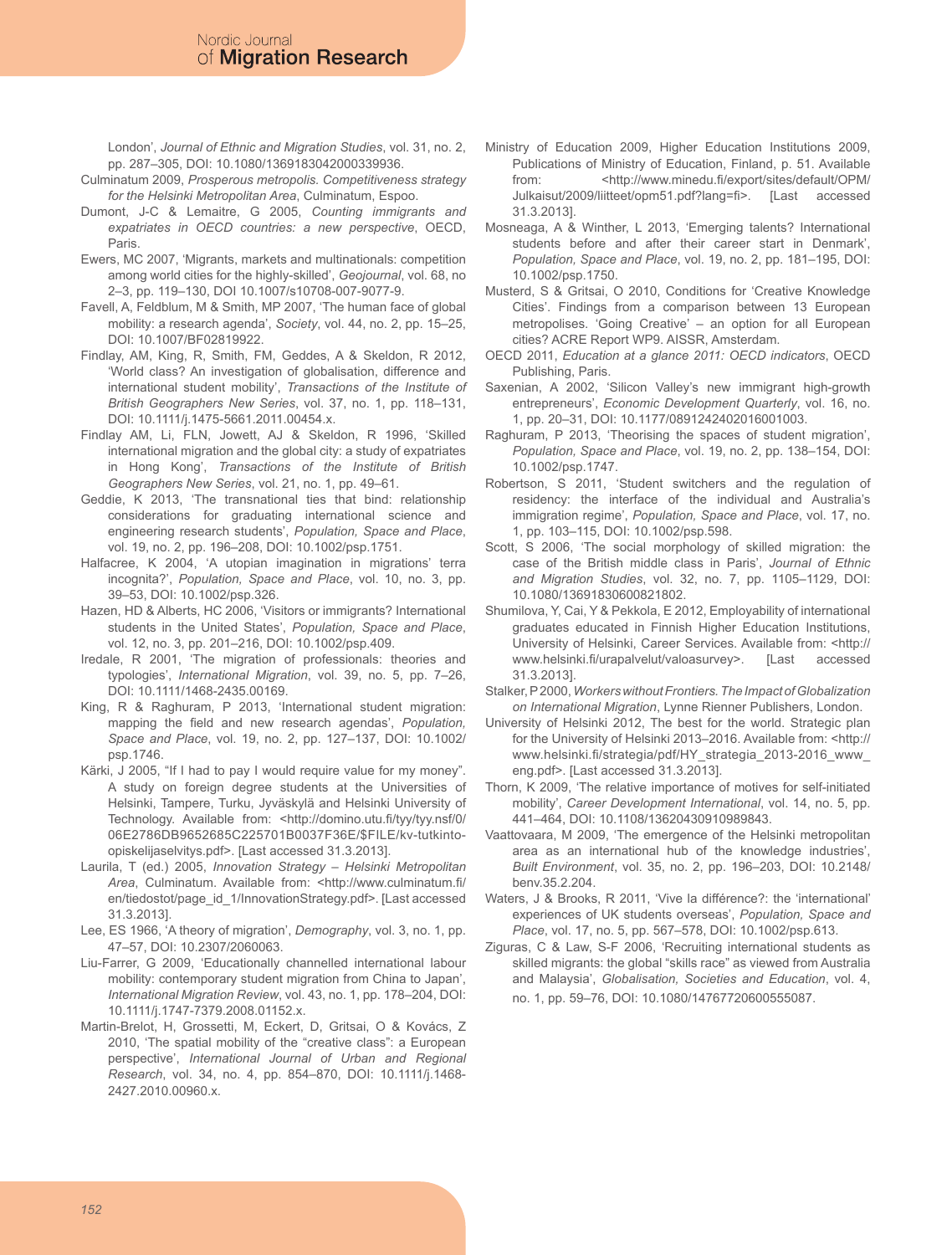London', *Journal of Ethnic and Migration Studies*, vol. 31, no. 2, pp. 287–305, DOI: 10.1080/1369183042000339936.

Culminatum 2009, *Prosperous metropolis. Competitiveness strategy for the Helsinki Metropolitan Area*, Culminatum, Espoo.

Dumont, J-C & Lemaitre, G 2005, *Counting immigrants and expatriates in OECD countries: a new perspective*, OECD, Paris.

Ewers, MC 2007, 'Migrants, markets and multinationals: competition among world cities for the highly-skilled', *Geojournal*, vol. 68, no 2–3, pp. 119–130, DOI 10.1007/s10708-007-9077-9.

Favell, A, Feldblum, M & Smith, MP 2007, 'The human face of global mobility: a research agenda', *Society*, vol. 44, no. 2, pp. 15–25, DOI: 10.1007/BF02819922.

Findlay, AM, King, R, Smith, FM, Geddes, A & Skeldon, R 2012, 'World class? An investigation of globalisation, difference and international student mobility', *Transactions of the Institute of British Geographers New Series*, vol. 37, no. 1, pp. 118–131, DOI: 10.1111/j.1475-5661.2011.00454.x.

Findlay AM, Li, FLN, Jowett, AJ & Skeldon, R 1996, 'Skilled international migration and the global city: a study of expatriates in Hong Kong', *Transactions of the Institute of British Geographers New Series*, vol. 21, no. 1, pp. 49–61.

Geddie, K 2013, 'The transnational ties that bind: relationship considerations for graduating international science and engineering research students', *Population, Space and Place*, vol. 19, no. 2, pp. 196–208, DOI: 10.1002/psp.1751.

Halfacree, K 2004, 'A utopian imagination in migrations' terra incognita?', *Population, Space and Place*, vol. 10, no. 3, pp. 39–53, DOI: 10.1002/psp.326.

Hazen, HD & Alberts, HC 2006, 'Visitors or immigrants? International students in the United States', *Population, Space and Place*, vol. 12, no. 3, pp. 201–216, DOI: 10.1002/psp.409.

Iredale, R 2001, 'The migration of professionals: theories and typologies', *International Migration*, vol. 39, no. 5, pp. 7–26, DOI: 10.1111/1468-2435.00169.

King, R & Raghuram, P 2013, 'International student migration: mapping the field and new research agendas', *Population, Space and Place*, vol. 19, no. 2, pp. 127–137, DOI: 10.1002/psp.1746.

Kärki, J 2005, "If I had to pay I would require value for my money". A study on foreign degree students at the Universities of Helsinki, Tampere, Turku, Jyväskylä and Helsinki University of Technology. Available from: <http://domino.utu.fi/tyy/tyy.nsf/0/06E2786DB9652685C225701B0037F36E/$FILE/kv-tutkinto-opiskelijaselvitys.pdf>. [Last accessed 31.3.2013].

Laurila, T (ed.) 2005, *Innovation Strategy – Helsinki Metropolitan Area*, Culminatum. Available from: <http://www.culminatum.fi/en/tiedostot/page_id_1/InnovationStrategy.pdf>. [Last accessed 31.3.2013].

Lee, ES 1966, 'A theory of migration', *Demography*, vol. 3, no. 1, pp. 47–57, DOI: 10.2307/2060063.

Liu-Farrer, G 2009, 'Educationally channelled international labour mobility: contemporary student migration from China to Japan', *International Migration Review*, vol. 43, no. 1, pp. 178–204, DOI: 10.1111/j.1747-7379.2008.01152.x.

Martin-Brelot, H, Grossetti, M, Eckert, D, Gritsai, O & Kovács, Z 2010, 'The spatial mobility of the "creative class": a European perspective', *International Journal of Urban and Regional Research*, vol. 34, no. 4, pp. 854–870, DOI: 10.1111/j.1468-2427.2010.00960.x.

Ministry of Education 2009, Higher Education Institutions 2009, Publications of Ministry of Education, Finland, p. 51. Available from: <http://www.minedu.fi/export/sites/default/OPM/Julkaisut/2009/liitteet/opm51.pdf?lang=fi>. [Last accessed 31.3.2013].

Mosneaga, A & Winther, L 2013, 'Emerging talents? International students before and after their career start in Denmark', *Population, Space and Place*, vol. 19, no. 2, pp. 181–195, DOI: 10.1002/psp.1750.

Musterd, S & Gritsai, O 2010, Conditions for 'Creative Knowledge Cities'. Findings from a comparison between 13 European metropolises. 'Going Creative' – an option for all European cities? ACRE Report WP9. AISSR, Amsterdam.

OECD 2011, *Education at a glance 2011: OECD indicators*, OECD Publishing, Paris.

Saxenian, A 2002, 'Silicon Valley's new immigrant high-growth entrepreneurs', *Economic Development Quarterly*, vol. 16, no. 1, pp. 20–31, DOI: 10.1177/0891242402016001003.

Raghuram, P 2013, 'Theorising the spaces of student migration', *Population, Space and Place*, vol. 19, no. 2, pp. 138–154, DOI: 10.1002/psp.1747.

Robertson, S 2011, 'Student switchers and the regulation of residency: the interface of the individual and Australia's immigration regime', *Population, Space and Place*, vol. 17, no. 1, pp. 103–115, DOI: 10.1002/psp.598.

Scott, S 2006, 'The social morphology of skilled migration: the case of the British middle class in Paris', *Journal of Ethnic and Migration Studies*, vol. 32, no. 7, pp. 1105–1129, DOI: 10.1080/13691830600821802.

Shumilova, Y, Cai, Y & Pekkola, E 2012, Employability of international graduates educated in Finnish Higher Education Institutions, University of Helsinki, Career Services. Available from: <http://www.helsinki.fi/urapalvelut/valoasurvey>. [Last accessed 31.3.2013].

Stalker, P 2000, *Workers without Frontiers. The Impact of Globalization on International Migration*, Lynne Rienner Publishers, London.

University of Helsinki 2012, The best for the world. Strategic plan for the University of Helsinki 2013–2016. Available from: <http://www.helsinki.fi/strategia/pdf/HY_strategia_2013-2016_www_eng.pdf>. [Last accessed 31.3.2013].

Thorn, K 2009, 'The relative importance of motives for self-initiated mobility', *Career Development International*, vol. 14, no. 5, pp. 441–464, DOI: 10.1108/13620430910989843.

Vaattovaara, M 2009, 'The emergence of the Helsinki metropolitan area as an international hub of the knowledge industries', *Built Environment*, vol. 35, no. 2, pp. 196–203, DOI: 10.2148/benv.35.2.204.

Waters, J & Brooks, R 2011, 'Vive la différence?: the 'international' experiences of UK students overseas', *Population, Space and Place*, vol. 17, no. 5, pp. 567–578, DOI: 10.1002/psp.613.

Ziguras, C & Law, S-F 2006, 'Recruiting international students as skilled migrants: the global "skills race" as viewed from Australia and Malaysia', *Globalisation, Societies and Education*, vol. 4, no. 1, pp. 59–76, DOI: 10.1080/14767720600555087.